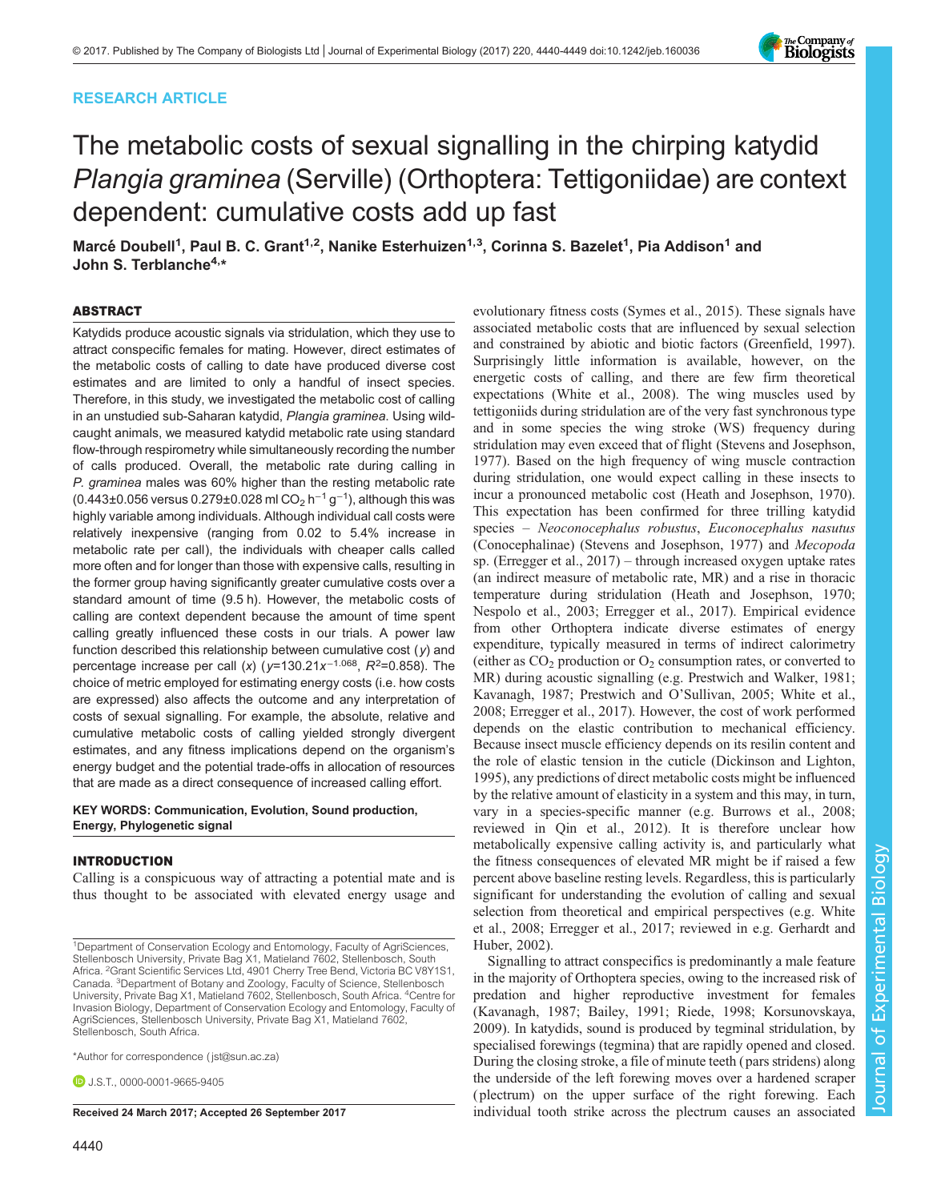RESEARCH ARTICLE

# The metabolic costs of sexual signalling in the chirping katydid *Plangia graminea* (Serville) (Orthoptera: Tettigoniidae) are context dependent: cumulative costs add up fast

Marcé Doubell[1], Paul B. C. Grant[1,2], Nanike Esterhuizen[1,3], Corinna S. Bazelet[1], Pia Addison[1] and John S. Terblanche[4,*]

## ABSTRACT

Katydids produce acoustic signals via stridulation, which they use to attract conspecific females for mating. However, direct estimates of the metabolic costs of calling to date have produced diverse cost estimates and are limited to only a handful of insect species. Therefore, in this study, we investigated the metabolic cost of calling in an unstudied sub-Saharan katydid, *Plangia graminea*. Using wild-caught animals, we measured katydid metabolic rate using standard flow-through respirometry while simultaneously recording the number of calls produced. Overall, the metabolic rate during calling in *P. graminea* males was 60% higher than the resting metabolic rate (0.443±0.056 versus 0.279±0.028 ml $CO_2$ $h^{-1}$ $g^{-1}$), although this was highly variable among individuals. Although individual call costs were relatively inexpensive (ranging from 0.02 to 5.4% increase in metabolic rate per call), the individuals with cheaper calls called more often and for longer than those with expensive calls, resulting in the former group having significantly greater cumulative costs over a standard amount of time (9.5 h). However, the metabolic costs of calling are context dependent because the amount of time spent calling greatly influenced these costs in our trials. A power law function described this relationship between cumulative cost ($y$) and percentage increase per call ($x$) ($y$=130.21$x^{-1.068}$, $R^2$=0.858). The choice of metric employed for estimating energy costs (i.e. how costs are expressed) also affects the outcome and any interpretation of costs of sexual signalling. For example, the absolute, relative and cumulative metabolic costs of calling yielded strongly divergent estimates, and any fitness implications depend on the organism's energy budget and the potential trade-offs in allocation of resources that are made as a direct consequence of increased calling effort.

**KEY WORDS: Communication, Evolution, Sound production, Energy, Phylogenetic signal**

## INTRODUCTION

Calling is a conspicuous way of attracting a potential mate and is thus thought to be associated with elevated energy usage and evolutionary fitness costs (Symes et al., 2015). These signals have associated metabolic costs that are influenced by sexual selection and constrained by abiotic and biotic factors (Greenfield, 1997). Surprisingly little information is available, however, on the energetic costs of calling, and there are few firm theoretical expectations (White et al., 2008). The wing muscles used by tettigoniids during stridulation are of the very fast synchronous type and in some species the wing stroke (WS) frequency during stridulation may even exceed that of flight (Stevens and Josephson, 1977). Based on the high frequency of wing muscle contraction during stridulation, one would expect calling in these insects to incur a pronounced metabolic cost (Heath and Josephson, 1970). This expectation has been confirmed for three trilling katydid species – *Neoconocephalus robustus*, *Euconocephalus nasutus* (Conocephalinae) (Stevens and Josephson, 1977) and *Mecopoda* sp. (Erregger et al., 2017) – through increased oxygen uptake rates (an indirect measure of metabolic rate, MR) and a rise in thoracic temperature during stridulation (Heath and Josephson, 1970; Nespolo et al., 2003; Erregger et al., 2017). Empirical evidence from other Orthoptera indicate diverse estimates of energy expenditure, typically measured in terms of indirect calorimetry (either as $CO_2$ production or $O_2$ consumption rates, or converted to MR) during acoustic signalling (e.g. Prestwich and Walker, 1981; Kavanagh, 1987; Prestwich and O'Sullivan, 2005; White et al., 2008; Erregger et al., 2017). However, the cost of work performed depends on the elastic contribution to mechanical efficiency. Because insect muscle efficiency depends on its resilin content and the role of elastic tension in the cuticle (Dickinson and Lighton, 1995), any predictions of direct metabolic costs might be influenced by the relative amount of elasticity in a system and this may, in turn, vary in a species-specific manner (e.g. Burrows et al., 2008; reviewed in Qin et al., 2012). It is therefore unclear how metabolically expensive calling activity is, and particularly what the fitness consequences of elevated MR might be if raised a few percent above baseline resting levels. Regardless, this is particularly significant for understanding the evolution of calling and sexual selection from theoretical and empirical perspectives (e.g. White et al., 2008; Erregger et al., 2017; reviewed in e.g. Gerhardt and Huber, 2002).

Signalling to attract conspecifics is predominantly a male feature in the majority of Orthoptera species, owing to the increased risk of predation and higher reproductive investment for females (Kavanagh, 1987; Bailey, 1991; Riede, 1998; Korsunovskaya, 2009). In katydids, sound is produced by tegminal stridulation, by specialised forewings (tegmina) that are rapidly opened and closed. During the closing stroke, a file of minute teeth (pars stridens) along the underside of the left forewing moves over a hardened scraper (plectrum) on the upper surface of the right forewing. Each individual tooth strike across the plectrum causes an associated

[1]Department of Conservation Ecology and Entomology, Faculty of AgriSciences, Stellenbosch University, Private Bag X1, Matieland 7602, Stellenbosch, South Africa. [2]Grant Scientific Services Ltd, 4901 Cherry Tree Bend, Victoria BC V8Y1S1, Canada. [3]Department of Botany and Zoology, Faculty of Science, Stellenbosch University, Private Bag X1, Matieland 7602, Stellenbosch, South Africa. [4]Centre for Invasion Biology, Department of Conservation Ecology and Entomology, Faculty of AgriSciences, Stellenbosch University, Private Bag X1, Matieland 7602, Stellenbosch, South Africa.

*Author for correspondence (jst@sun.ac.za)

J.S.T., 0000-0001-9665-9405

**Received 24 March 2017; Accepted 26 September 2017**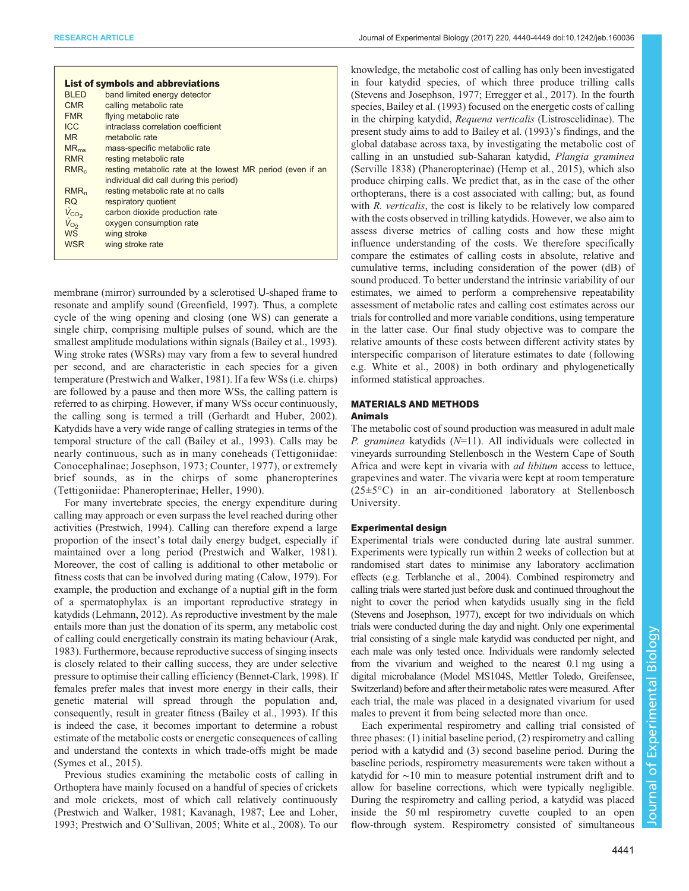| List of symbols and abbreviations | |
|---|---|
| BLED | band limited energy detector |
| CMR | calling metabolic rate |
| FMR | flying metabolic rate |
| ICC | intraclass correlation coefficient |
| MR | metabolic rate |
| $MR_{ms}$ | mass-specific metabolic rate |
| RMR | resting metabolic rate |
| $RMR_c$ | resting metabolic rate at the lowest MR period (even if an individual did call during this period) |
| $RMR_n$ | resting metabolic rate at no calls |
| RQ | respiratory quotient |
| $\dot{V}_{CO_2}$ | carbon dioxide production rate |
| $\dot{V}_{O_2}$ | oxygen consumption rate |
| WS | wing stroke |
| WSR | wing stroke rate |

membrane (mirror) surrounded by a sclerotised U-shaped frame to resonate and amplify sound (Greenfield, 1997). Thus, a complete cycle of the wing opening and closing (one WS) can generate a single chirp, comprising multiple pulses of sound, which are the smallest amplitude modulations within signals (Bailey et al., 1993). Wing stroke rates (WSRs) may vary from a few to several hundred per second, and are characteristic in each species for a given temperature (Prestwich and Walker, 1981). If a few WSs (i.e. chirps) are followed by a pause and then more WSs, the calling pattern is referred to as chirping. However, if many WSs occur continuously, the calling song is termed a trill (Gerhardt and Huber, 2002). Katydids have a very wide range of calling strategies in terms of the temporal structure of the call (Bailey et al., 1993). Calls may be nearly continuous, such as in many coneheads (Tettigoniidae: Conocephalinae; Josephson, 1973; Counter, 1977), or extremely brief sounds, as in the chirps of some phaneropterines (Tettigoniidae: Phaneropterinae; Heller, 1990).

For many invertebrate species, the energy expenditure during calling may approach or even surpass the level reached during other activities (Prestwich, 1994). Calling can therefore expend a large proportion of the insect's total daily energy budget, especially if maintained over a long period (Prestwich and Walker, 1981). Moreover, the cost of calling is additional to other metabolic or fitness costs that can be involved during mating (Calow, 1979). For example, the production and exchange of a nuptial gift in the form of a spermatophylax is an important reproductive strategy in katydids (Lehmann, 2012). As reproductive investment by the male entails more than just the donation of its sperm, any metabolic cost of calling could energetically constrain its mating behaviour (Arak, 1983). Furthermore, because reproductive success of singing insects is closely related to their calling success, they are under selective pressure to optimise their calling efficiency (Bennet-Clark, 1998). If females prefer males that invest more energy in their calls, their genetic material will spread through the population and, consequently, result in greater fitness (Bailey et al., 1993). If this is indeed the case, it becomes important to determine a robust estimate of the metabolic costs or energetic consequences of calling and understand the contexts in which trade-offs might be made (Symes et al., 2015).

Previous studies examining the metabolic costs of calling in Orthoptera have mainly focused on a handful of species of crickets and mole crickets, most of which call relatively continuously (Prestwich and Walker, 1981; Kavanagh, 1987; Lee and Loher, 1993; Prestwich and O'Sullivan, 2005; White et al., 2008). To our knowledge, the metabolic cost of calling has only been investigated in four katydid species, of which three produce trilling calls (Stevens and Josephson, 1977; Erregger et al., 2017). In the fourth species, Bailey et al. (1993) focused on the energetic costs of calling in the chirping katydid, *Requena verticalis* (Listroscelidinae). The present study aims to add to Bailey et al. (1993)'s findings, and the global database across taxa, by investigating the metabolic cost of calling in an unstudied sub-Saharan katydid, *Plangia graminea* (Serville 1838) (Phaneropterinae) (Hemp et al., 2015), which also produce chirping calls. We predict that, as in the case of the other orthopterans, there is a cost associated with calling; but, as found with *R. verticalis*, the cost is likely to be relatively low compared with the costs observed in trilling katydids. However, we also aim to assess diverse metrics of calling costs and how these might influence understanding of the costs. We therefore specifically compare the estimates of calling costs in absolute, relative and cumulative terms, including consideration of the power (dB) of sound produced. To better understand the intrinsic variability of our estimates, we aimed to perform a comprehensive repeatability assessment of metabolic rates and calling cost estimates across our trials for controlled and more variable conditions, using temperature in the latter case. Our final study objective was to compare the relative amounts of these costs between different activity states by interspecific comparison of literature estimates to date (following e.g. White et al., 2008) in both ordinary and phylogenetically informed statistical approaches.

## MATERIALS AND METHODS

### Animals

The metabolic cost of sound production was measured in adult male *P. graminea* katydids ($N$=11). All individuals were collected in vineyards surrounding Stellenbosch in the Western Cape of South Africa and were kept in vivaria with *ad libitum* access to lettuce, grapevines and water. The vivaria were kept at room temperature (25±5°C) in an air-conditioned laboratory at Stellenbosch University.

### Experimental design

Experimental trials were conducted during late austral summer. Experiments were typically run within 2 weeks of collection but at randomised start dates to minimise any laboratory acclimation effects (e.g. Terblanche et al., 2004). Combined respirometry and calling trials were started just before dusk and continued throughout the night to cover the period when katydids usually sing in the field (Stevens and Josephson, 1977), except for two individuals on which trials were conducted during the day and night. Only one experimental trial consisting of a single male katydid was conducted per night, and each male was only tested once. Individuals were randomly selected from the vivarium and weighed to the nearest 0.1 mg using a digital microbalance (Model MS104S, Mettler Toledo, Greifensee, Switzerland) before and after their metabolic rates were measured. After each trial, the male was placed in a designated vivarium for used males to prevent it from being selected more than once.

Each experimental respirometry and calling trial consisted of three phases: (1) initial baseline period, (2) respirometry and calling period with a katydid and (3) second baseline period. During the baseline periods, respirometry measurements were taken without a katydid for ∼10 min to measure potential instrument drift and to allow for baseline corrections, which were typically negligible. During the respirometry and calling period, a katydid was placed inside the 50 ml respirometry cuvette coupled to an open flow-through system. Respirometry consisted of simultaneous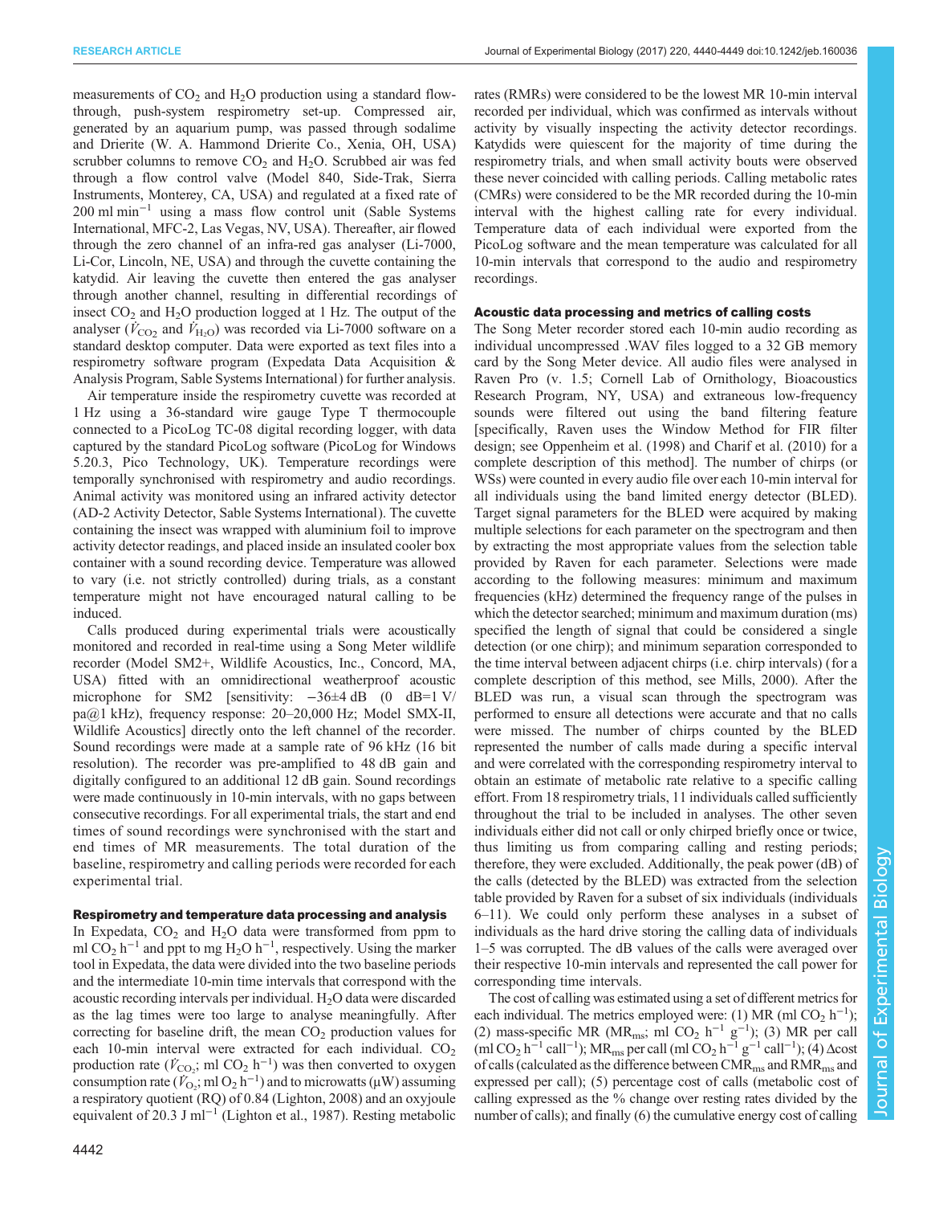measurements of $CO_2$ and $H_2O$ production using a standard flow-through, push-system respirometry set-up. Compressed air, generated by an aquarium pump, was passed through sodalime and Drierite (W. A. Hammond Drierite Co., Xenia, OH, USA) scrubber columns to remove $CO_2$ and $H_2O$. Scrubbed air was fed through a flow control valve (Model 840, Side-Trak, Sierra Instruments, Monterey, CA, USA) and regulated at a fixed rate of 200 ml $min^{-1}$ using a mass flow control unit (Sable Systems International, MFC-2, Las Vegas, NV, USA). Thereafter, air flowed through the zero channel of an infra-red gas analyser (Li-7000, Li-Cor, Lincoln, NE, USA) and through the cuvette containing the katydid. Air leaving the cuvette then entered the gas analyser through another channel, resulting in differential recordings of insect $CO_2$ and $H_2O$ production logged at 1 Hz. The output of the analyser ($\dot{V}_{CO_2}$ and $\dot{V}_{H_2O}$) was recorded via Li-7000 software on a standard desktop computer. Data were exported as text files into a respirometry software program (Expedata Data Acquisition & Analysis Program, Sable Systems International) for further analysis.

Air temperature inside the respirometry cuvette was recorded at 1 Hz using a 36-standard wire gauge Type T thermocouple connected to a PicoLog TC-08 digital recording logger, with data captured by the standard PicoLog software (PicoLog for Windows 5.20.3, Pico Technology, UK). Temperature recordings were temporally synchronised with respirometry and audio recordings. Animal activity was monitored using an infrared activity detector (AD-2 Activity Detector, Sable Systems International). The cuvette containing the insect was wrapped with aluminium foil to improve activity detector readings, and placed inside an insulated cooler box container with a sound recording device. Temperature was allowed to vary (i.e. not strictly controlled) during trials, as a constant temperature might not have encouraged natural calling to be induced.

Calls produced during experimental trials were acoustically monitored and recorded in real-time using a Song Meter wildlife recorder (Model SM2+, Wildlife Acoustics, Inc., Concord, MA, USA) fitted with an omnidirectional weatherproof acoustic microphone for SM2 [sensitivity: −36±4 dB (0 dB=1 V/pa@1 kHz), frequency response: 20–20,000 Hz; Model SMX-II, Wildlife Acoustics] directly onto the left channel of the recorder. Sound recordings were made at a sample rate of 96 kHz (16 bit resolution). The recorder was pre-amplified to 48 dB gain and digitally configured to an additional 12 dB gain. Sound recordings were made continuously in 10-min intervals, with no gaps between consecutive recordings. For all experimental trials, the start and end times of sound recordings were synchronised with the start and end times of MR measurements. The total duration of the baseline, respirometry and calling periods were recorded for each experimental trial.

### Respirometry and temperature data processing and analysis

In Expedata, $CO_2$ and $H_2O$ data were transformed from ppm to ml $CO_2$ $h^{-1}$ and ppt to mg $H_2O$ $h^{-1}$, respectively. Using the marker tool in Expedata, the data were divided into the two baseline periods and the intermediate 10-min time intervals that correspond with the acoustic recording intervals per individual. $H_2O$ data were discarded as the lag times were too large to analyse meaningfully. After correcting for baseline drift, the mean $CO_2$ production values for each 10-min interval were extracted for each individual. $CO_2$ production rate ($\dot{V}_{CO_2}$; ml $CO_2$ $h^{-1}$) was then converted to oxygen consumption rate ($\dot{V}_{O_2}$; ml $O_2$ $h^{-1}$) and to microwatts (µW) assuming a respiratory quotient (RQ) of 0.84 (Lighton, 2008) and an oxyjoule equivalent of 20.3 J $ml^{-1}$ (Lighton et al., 1987). Resting metabolic rates (RMRs) were considered to be the lowest MR 10-min interval recorded per individual, which was confirmed as intervals without activity by visually inspecting the activity detector recordings. Katydids were quiescent for the majority of time during the respirometry trials, and when small activity bouts were observed these never coincided with calling periods. Calling metabolic rates (CMRs) were considered to be the MR recorded during the 10-min interval with the highest calling rate for every individual. Temperature data of each individual were exported from the PicoLog software and the mean temperature was calculated for all 10-min intervals that correspond to the audio and respirometry recordings.

### Acoustic data processing and metrics of calling costs

The Song Meter recorder stored each 10-min audio recording as individual uncompressed .WAV files logged to a 32 GB memory card by the Song Meter device. All audio files were analysed in Raven Pro (v. 1.5; Cornell Lab of Ornithology, Bioacoustics Research Program, NY, USA) and extraneous low-frequency sounds were filtered out using the band filtering feature [specifically, Raven uses the Window Method for FIR filter design; see Oppenheim et al. (1998) and Charif et al. (2010) for a complete description of this method]. The number of chirps (or WSs) was counted in every audio file over each 10-min interval for all individuals using the band limited energy detector (BLED). Target signal parameters for the BLED were acquired by making multiple selections for each parameter on the spectrogram and then by extracting the most appropriate values from the selection table provided by Raven for each parameter. Selections were made according to the following measures: minimum and maximum frequencies (kHz) determined the frequency range of the pulses in which the detector searched; minimum and maximum duration (ms) specified the length of signal that could be considered a single detection (or one chirp); and minimum separation corresponded to the time interval between adjacent chirps (i.e. chirp intervals) (for a complete description of this method, see Mills, 2000). After the BLED was run, a visual scan through the spectrogram was performed to ensure all detections were accurate and that no calls were missed. The number of chirps counted by the BLED represented the number of calls made during a specific interval and were correlated with the corresponding respirometry interval to obtain an estimate of metabolic rate relative to a specific calling effort. From 18 respirometry trials, 11 individuals called sufficiently throughout the trial to be included in analyses. The other seven individuals either did not call or only chirped briefly once or twice, thus limiting us from comparing calling and resting periods; therefore, they were excluded. Additionally, the peak power (dB) of the calls (detected by the BLED) was extracted from the selection table provided by Raven for a subset of six individuals (individuals 6–11). We could only perform these analyses in a subset of individuals as the hard drive storing the calling data of individuals 1–5 was corrupted. The dB values of the calls were averaged over their respective 10-min intervals and represented the call power for corresponding time intervals.

The cost of calling was estimated using a set of different metrics for each individual. The metrics employed were: (1) MR (ml $CO_2$ $h^{-1}$); (2) mass-specific MR ($MR_{ms}$; ml $CO_2$ $h^{-1}$ $g^{-1}$); (3) MR per call (ml $CO_2$ $h^{-1}$ $call^{-1}$); $MR_{ms}$ per call (ml $CO_2$ $h^{-1}$ $g^{-1}$ $call^{-1}$); (4) Δcost of calls (calculated as the difference between $CMR_{ms}$ and $RMR_{ms}$ and expressed per call); (5) percentage cost of calls (metabolic cost of calling expressed as the % change over resting rates divided by the number of calls); and finally (6) the cumulative energy cost of calling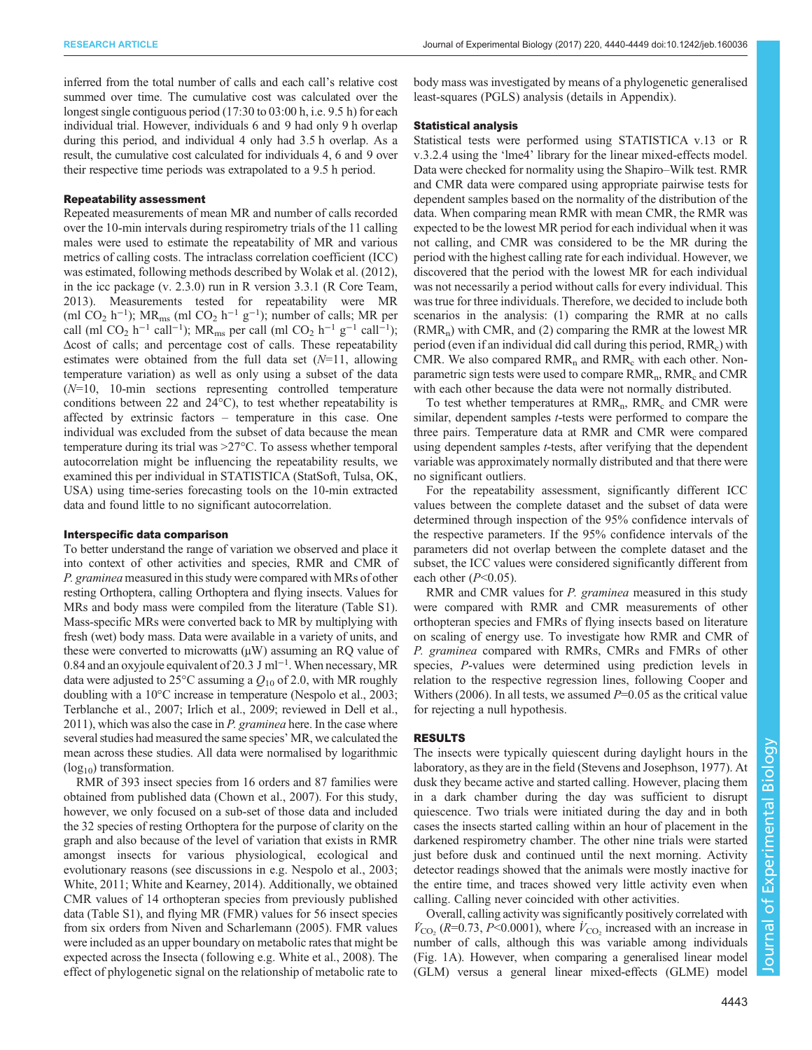inferred from the total number of calls and each call's relative cost summed over time. The cumulative cost was calculated over the longest single contiguous period (17:30 to 03:00 h, i.e. 9.5 h) for each individual trial. However, individuals 6 and 9 had only 9 h overlap during this period, and individual 4 only had 3.5 h overlap. As a result, the cumulative cost calculated for individuals 4, 6 and 9 over their respective time periods was extrapolated to a 9.5 h period.

#### Repeatability assessment

Repeated measurements of mean MR and number of calls recorded over the 10-min intervals during respirometry trials of the 11 calling males were used to estimate the repeatability of MR and various metrics of calling costs. The intraclass correlation coefficient (ICC) was estimated, following methods described by Wolak et al. (2012), in the icc package (v. 2.3.0) run in R version 3.3.1 (R Core Team, 2013). Measurements tested for repeatability were MR (ml $CO_2$ $h^{-1}$); $MR_{ms}$ (ml $CO_2$ $h^{-1}$ $g^{-1}$); number of calls; MR per call (ml $CO_2$ $h^{-1}$ $call^{-1}$); $MR_{ms}$ per call (ml $CO_2$ $h^{-1}$ $g^{-1}$ $call^{-1}$); Δcost of calls; and percentage cost of calls. These repeatability estimates were obtained from the full data set ($N$=11, allowing temperature variation) as well as only using a subset of the data ($N$=10, 10-min sections representing controlled temperature conditions between 22 and 24°C), to test whether repeatability is affected by extrinsic factors – temperature in this case. One individual was excluded from the subset of data because the mean temperature during its trial was >27°C. To assess whether temporal autocorrelation might be influencing the repeatability results, we examined this per individual in STATISTICA (StatSoft, Tulsa, OK, USA) using time-series forecasting tools on the 10-min extracted data and found little to no significant autocorrelation.

#### Interspecific data comparison

To better understand the range of variation we observed and place it into context of other activities and species, RMR and CMR of *P. graminea* measured in this study were compared with MRs of other resting Orthoptera, calling Orthoptera and flying insects. Values for MRs and body mass were compiled from the literature (Table S1). Mass-specific MRs were converted back to MR by multiplying with fresh (wet) body mass. Data were available in a variety of units, and these were converted to microwatts (μW) assuming an RQ value of 0.84 and an oxyjoule equivalent of 20.3 J $ml^{-1}$. When necessary, MR data were adjusted to 25°C assuming a $Q_{10}$ of 2.0, with MR roughly doubling with a 10°C increase in temperature (Nespolo et al., 2003; Terblanche et al., 2007; Irlich et al., 2009; reviewed in Dell et al., 2011), which was also the case in *P. graminea* here. In the case where several studies had measured the same species' MR, we calculated the mean across these studies. All data were normalised by logarithmic ($\log_{10}$) transformation.

RMR of 393 insect species from 16 orders and 87 families were obtained from published data (Chown et al., 2007). For this study, however, we only focused on a sub-set of those data and included the 32 species of resting Orthoptera for the purpose of clarity on the graph and also because of the level of variation that exists in RMR amongst insects for various physiological, ecological and evolutionary reasons (see discussions in e.g. Nespolo et al., 2003; White, 2011; White and Kearney, 2014). Additionally, we obtained CMR values of 14 orthopteran species from previously published data (Table S1), and flying MR (FMR) values for 56 insect species from six orders from Niven and Scharlemann (2005). FMR values were included as an upper boundary on metabolic rates that might be expected across the Insecta (following e.g. White et al., 2008). The effect of phylogenetic signal on the relationship of metabolic rate to body mass was investigated by means of a phylogenetic generalised least-squares (PGLS) analysis (details in Appendix).

#### Statistical analysis

Statistical tests were performed using STATISTICA v.13 or R v.3.2.4 using the 'lme4' library for the linear mixed-effects model. Data were checked for normality using the Shapiro–Wilk test. RMR and CMR data were compared using appropriate pairwise tests for dependent samples based on the normality of the distribution of the data. When comparing mean RMR with mean CMR, the RMR was expected to be the lowest MR period for each individual when it was not calling, and CMR was considered to be the MR during the period with the highest calling rate for each individual. However, we discovered that the period with the lowest MR for each individual was not necessarily a period without calls for every individual. This was true for three individuals. Therefore, we decided to include both scenarios in the analysis: (1) comparing the RMR at no calls ($RMR_n$) with CMR, and (2) comparing the RMR at the lowest MR period (even if an individual did call during this period, $RMR_c$) with CMR. We also compared $RMR_n$ and $RMR_c$ with each other. Non-parametric sign tests were used to compare $RMR_n$, $RMR_c$ and CMR with each other because the data were not normally distributed.

To test whether temperatures at $RMR_n$, $RMR_c$ and CMR were similar, dependent samples *t*-tests were performed to compare the three pairs. Temperature data at RMR and CMR were compared using dependent samples *t*-tests, after verifying that the dependent variable was approximately normally distributed and that there were no significant outliers.

For the repeatability assessment, significantly different ICC values between the complete dataset and the subset of data were determined through inspection of the 95% confidence intervals of the respective parameters. If the 95% confidence intervals of the parameters did not overlap between the complete dataset and the subset, the ICC values were considered significantly different from each other ($P$<0.05).

RMR and CMR values for *P. graminea* measured in this study were compared with RMR and CMR measurements of other orthopteran species and FMRs of flying insects based on literature on scaling of energy use. To investigate how RMR and CMR of *P. graminea* compared with RMRs, CMRs and FMRs of other species, $P$-values were determined using prediction levels in relation to the respective regression lines, following Cooper and Withers (2006). In all tests, we assumed $P$=0.05 as the critical value for rejecting a null hypothesis.

## RESULTS

The insects were typically quiescent during daylight hours in the laboratory, as they are in the field (Stevens and Josephson, 1977). At dusk they became active and started calling. However, placing them in a dark chamber during the day was sufficient to disrupt quiescence. Two trials were initiated during the day and in both cases the insects started calling within an hour of placement in the darkened respirometry chamber. The other nine trials were started just before dusk and continued until the next morning. Activity detector readings showed that the animals were mostly inactive for the entire time, and traces showed very little activity even when calling. Calling never coincided with other activities.

Overall, calling activity was significantly positively correlated with $\dot{V}_{CO_2}$ ($R$=0.73, $P$<0.0001), where $\dot{V}_{CO_2}$ increased with an increase in number of calls, although this was variable among individuals (Fig. 1A). However, when comparing a generalised linear model (GLM) versus a general linear mixed-effects (GLME) model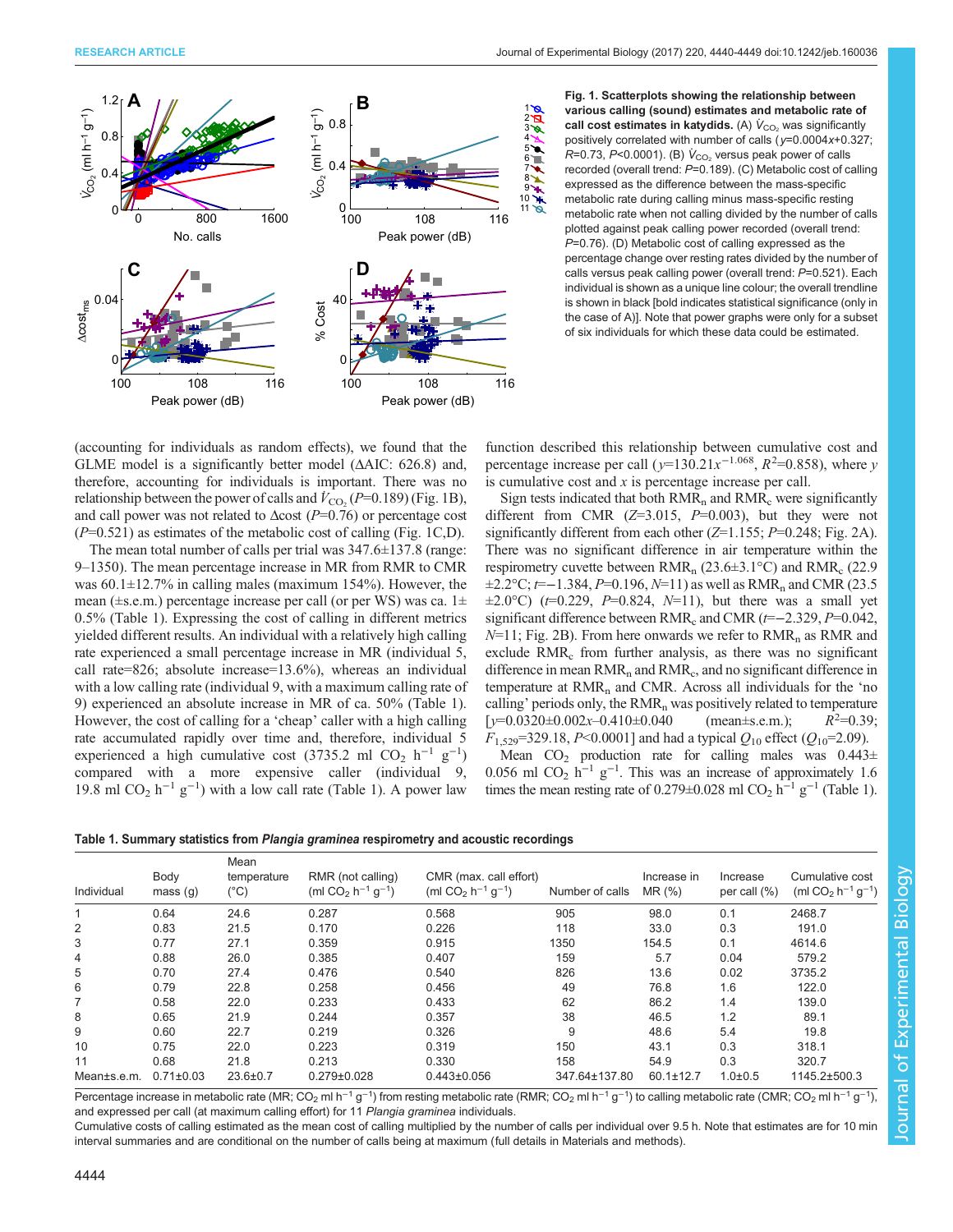**Fig. 1. Scatterplots showing the relationship between various calling (sound) estimates and metabolic rate of call cost estimates in katydids.** (A) $\dot{V}_{CO_2}$ was significantly positively correlated with number of calls ($y$=0.0004$x$+0.327; $R$=0.73, $P$<0.0001). (B) $\dot{V}_{CO_2}$ versus peak power of calls recorded (overall trend: $P$=0.189). (C) Metabolic cost of calling expressed as the difference between the mass-specific metabolic rate during calling minus mass-specific resting metabolic rate when not calling divided by the number of calls plotted against peak calling power recorded (overall trend: $P$=0.76). (D) Metabolic cost of calling expressed as the percentage change over resting rates divided by the number of calls versus peak calling power (overall trend: $P$=0.521). Each individual is shown as a unique line colour; the overall trendline is shown in black [bold indicates statistical significance (only in the case of A)]. Note that power graphs were only for a subset of six individuals for which these data could be estimated.

(accounting for individuals as random effects), we found that the GLME model is a significantly better model (ΔAIC: 626.8) and, therefore, accounting for individuals is important. There was no relationship between the power of calls and $\dot{V}_{CO_2}$ ($P$=0.189) (Fig. 1B), and call power was not related to Δcost ($P$=0.76) or percentage cost ($P$=0.521) as estimates of the metabolic cost of calling (Fig. 1C,D).

The mean total number of calls per trial was 347.6±137.8 (range: 9–1350). The mean percentage increase in MR from RMR to CMR was 60.1±12.7% in calling males (maximum 154%). However, the mean (±s.e.m.) percentage increase per call (or per WS) was ca. 1±0.5% (Table 1). Expressing the cost of calling in different metrics yielded different results. An individual with a relatively high calling rate experienced a small percentage increase in MR (individual 5, call rate=826; absolute increase=13.6%), whereas an individual with a low calling rate (individual 9, with a maximum calling rate of 9) experienced an absolute increase in MR of ca. 50% (Table 1). However, the cost of calling for a 'cheap' caller with a high calling rate accumulated rapidly over time and, therefore, individual 5 experienced a high cumulative cost (3735.2 ml $CO_2$ $h^{-1}$ $g^{-1}$) compared with a more expensive caller (individual 9, 19.8 ml $CO_2$ $h^{-1}$ $g^{-1}$) with a low call rate (Table 1). A power law function described this relationship between cumulative cost and percentage increase per call ($y$=130.21$x^{-1.068}$, $R^2$=0.858), where $y$ is cumulative cost and $x$ is percentage increase per call.

Sign tests indicated that both $RMR_n$ and $RMR_c$ were significantly different from CMR ($Z$=3.015, $P$=0.003), but they were not significantly different from each other ($Z$=1.155; $P$=0.248; Fig. 2A). There was no significant difference in air temperature within the respirometry cuvette between $RMR_n$ (23.6±3.1°C) and $RMR_c$ (22.9±2.2°C; $t$=−1.384, $P$=0.196, $N$=11) as well as $RMR_n$ and CMR (23.5±2.0°C) ($t$=0.229, $P$=0.824, $N$=11), but there was a small yet significant difference between $RMR_c$ and CMR ($t$=−2.329, $P$=0.042, $N$=11; Fig. 2B). From here onwards we refer to $RMR_n$ as RMR and exclude $RMR_c$ from further analysis, as there was no significant difference in mean $RMR_n$ and $RMR_c$, and no significant difference in temperature at $RMR_n$ and CMR. Across all individuals for the 'no calling' periods only, the $RMR_n$ was positively related to temperature [$y$=0.0320±0.002$x$–0.410±0.040 (mean±s.e.m.); $R^2$=0.39; $F_{1,529}$=329.18, $P$<0.0001] and had a typical $Q_{10}$ effect ($Q_{10}$=2.09).

Mean $CO_2$ production rate for calling males was 0.443±0.056 ml $CO_2$ $h^{-1}$ $g^{-1}$. This was an increase of approximately 1.6 times the mean resting rate of 0.279±0.028 ml $CO_2$ $h^{-1}$ $g^{-1}$ (Table 1).

**Table 1. Summary statistics from *Plangia graminea* respirometry and acoustic recordings**

| Individual | Body mass (g) | Mean temperature (°C) | RMR (not calling) (ml $CO_2$ $h^{-1}$ $g^{-1}$) | CMR (max. call effort) (ml $CO_2$ $h^{-1}$ $g^{-1}$) | Number of calls | Increase in MR (%) | Increase per call (%) | Cumulative cost (ml $CO_2$ $h^{-1}$ $g^{-1}$) |
|---|---|---|---|---|---|---|---|---|
| 1 | 0.64 | 24.6 | 0.287 | 0.568 | 905 | 98.0 | 0.1 | 2468.7 |
| 2 | 0.83 | 21.5 | 0.170 | 0.226 | 118 | 33.0 | 0.3 | 191.0 |
| 3 | 0.77 | 27.1 | 0.359 | 0.915 | 1350 | 154.5 | 0.1 | 4614.6 |
| 4 | 0.88 | 26.0 | 0.385 | 0.407 | 159 | 5.7 | 0.04 | 579.2 |
| 5 | 0.70 | 27.4 | 0.476 | 0.540 | 826 | 13.6 | 0.02 | 3735.2 |
| 6 | 0.79 | 22.8 | 0.258 | 0.456 | 49 | 76.8 | 1.6 | 122.0 |
| 7 | 0.58 | 22.0 | 0.233 | 0.433 | 62 | 86.2 | 1.4 | 139.0 |
| 8 | 0.65 | 21.9 | 0.244 | 0.357 | 38 | 46.5 | 1.2 | 89.1 |
| 9 | 0.60 | 22.7 | 0.219 | 0.326 | 9 | 48.6 | 5.4 | 19.8 |
| 10 | 0.75 | 22.0 | 0.223 | 0.319 | 150 | 43.1 | 0.3 | 318.1 |
| 11 | 0.68 | 21.8 | 0.213 | 0.330 | 158 | 54.9 | 0.3 | 320.7 |
| Mean±s.e.m. | 0.71±0.03 | 23.6±0.7 | 0.279±0.028 | 0.443±0.056 | 347.64±137.80 | 60.1±12.7 | 1.0±0.5 | 1145.2±500.3 |

Percentage increase in metabolic rate (MR; $CO_2$ ml $h^{-1}$ $g^{-1}$) from resting metabolic rate (RMR; $CO_2$ ml $h^{-1}$ $g^{-1}$) to calling metabolic rate (CMR; $CO_2$ ml $h^{-1}$ $g^{-1}$), and expressed per call (at maximum calling effort) for 11 *Plangia graminea* individuals.
Cumulative costs of calling estimated as the mean cost of calling multiplied by the number of calls per individual over 9.5 h. Note that estimates are for 10 min interval summaries and are conditional on the number of calls being at maximum (full details in Materials and methods).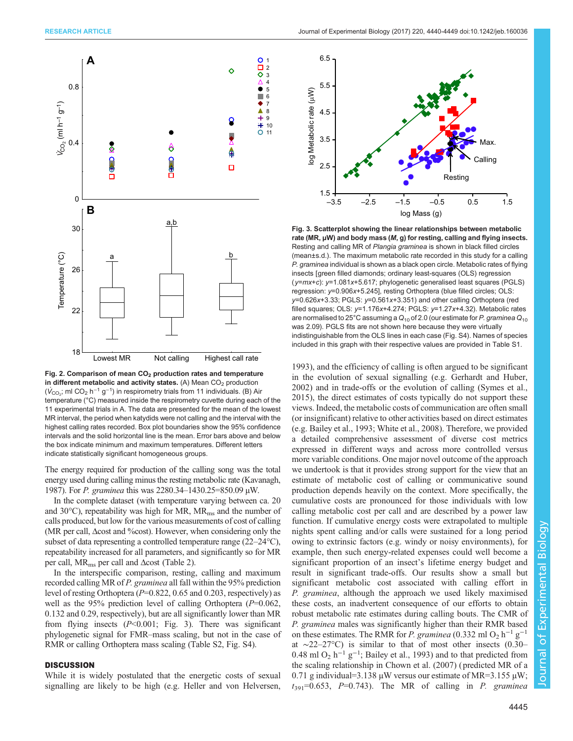Fig. 2. Comparison of mean $CO_2$ production rates and temperature in different metabolic and activity states. (A) Mean $CO_2$ production ($\dot{V}_{CO_2}$; ml $CO_2$ $h^{-1}$ $g^{-1}$) in respirometry trials from 11 individuals. (B) Air temperature (°C) measured inside the respirometry cuvette during each of the 11 experimental trials in A. The data are presented for the mean of the lowest MR interval, the period when katydids were not calling and the interval with the highest calling rates recorded. Box plot boundaries show the 95% confidence intervals and the solid horizontal line is the mean. Error bars above and below the box indicate minimum and maximum temperatures. Different letters indicate statistically significant homogeneous groups.

Fig. 3. Scatterplot showing the linear relationships between metabolic rate (MR, μW) and body mass (*M*, g) for resting, calling and flying insects. Resting and calling MR of *Plangia graminea* is shown in black filled circles (mean±s.d.). The maximum metabolic rate recorded in this study for a calling *P. graminea* individual is shown as a black open circle. Metabolic rates of flying insects [green filled diamonds; ordinary least-squares (OLS) regression ($y$=$mx$+$c$): $y$=1.081$x$+5.617; phylogenetic generalised least squares (PGLS) regression: $y$=0.906$x$+5.245], resting Orthoptera (blue filled circles; OLS: $y$=0.626$x$+3.33; PGLS: $y$=0.561$x$+3.351) and other calling Orthoptera (red filled squares; OLS: $y$=1.176$x$+4.274; PGLS: $y$=1.27$x$+4.32). Metabolic rates are normalised to 25°C assuming a $Q_{10}$ of 2.0 (our estimate for *P. graminea* $Q_{10}$ was 2.09). PGLS fits are not shown here because they were virtually indistinguishable from the OLS lines in each case (Fig. S4). Names of species included in this graph with their respective values are provided in Table S1.

The energy required for production of the calling song was the total energy used during calling minus the resting metabolic rate (Kavanagh, 1987). For *P. gramine*a this was 2280.34−1430.25=850.09 μW.

In the complete dataset (with temperature varying between ca. 20 and 30°C), repeatability was high for MR, $MR_{ms}$ and the number of calls produced, but low for the various measurements of cost of calling (MR per call, Δcost and %cost). However, when considering only the subset of data representing a controlled temperature range (22–24°C), repeatability increased for all parameters, and significantly so for MR per call, $MR_{ms}$ per call and Δcost (Table 2).

In the interspecific comparison, resting, calling and maximum recorded calling MR of *P. graminea* all fall within the 95% prediction level of resting Orthoptera ($P$=0.822, 0.65 and 0.203, respectively) as well as the 95% prediction level of calling Orthoptera ($P$=0.062, 0.132 and 0.29, respectively), but are all significantly lower than MR from flying insects ($P$<0.001; Fig. 3). There was significant phylogenetic signal for FMR–mass scaling, but not in the case of RMR or calling Orthoptera mass scaling (Table S2, Fig. S4).

## DISCUSSION

While it is widely postulated that the energetic costs of sexual signalling are likely to be high (e.g. Heller and von Helversen, 1993), and the efficiency of calling is often argued to be significant in the evolution of sexual signalling (e.g. Gerhardt and Huber, 2002) and in trade-offs or the evolution of calling (Symes et al., 2015), the direct estimates of costs typically do not support these views. Indeed, the metabolic costs of communication are often small (or insignificant) relative to other activities based on direct estimates (e.g. Bailey et al., 1993; White et al., 2008). Therefore, we provided a detailed comprehensive assessment of diverse cost metrics expressed in different ways and across more controlled versus more variable conditions. One major novel outcome of the approach we undertook is that it provides strong support for the view that an estimate of metabolic cost of calling or communicative sound production depends heavily on the context. More specifically, the cumulative costs are pronounced for those individuals with low calling metabolic cost per call and are described by a power law function. If cumulative energy costs were extrapolated to multiple nights spent calling and/or calls were sustained for a long period owing to extrinsic factors (e.g. windy or noisy environments), for example, then such energy-related expenses could well become a significant proportion of an insect's lifetime energy budget and result in significant trade-offs. Our results show a small but significant metabolic cost associated with calling effort in *P. graminea*, although the approach we used likely maximised these costs, an inadvertent consequence of our efforts to obtain robust metabolic rate estimates during calling bouts. The CMR of *P. graminea* males was significantly higher than their RMR based on these estimates. The RMR for *P. graminea* (0.332 ml $O_2$ $h^{-1}$ $g^{-1}$ at ∼22–27°C) is similar to that of most other insects (0.30–0.48 ml $O_2$ $h^{-1}$ $g^{-1}$; Bailey et al., 1993) and to that predicted from the scaling relationship in Chown et al. (2007) (predicted MR of a 0.71 g individual=3.138 μW versus our estimate of MR=3.155 μW; $t_{391}$=0.653, $P$=0.743). The MR of calling in *P. graminea*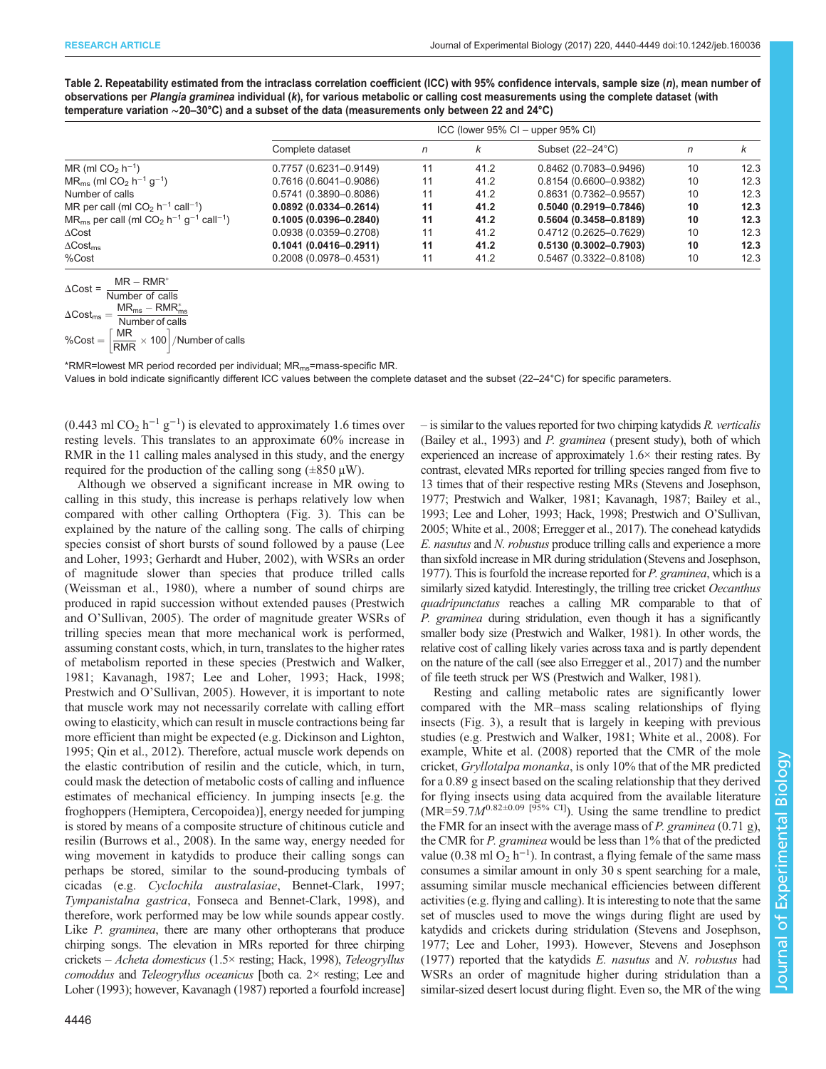**Table 2. Repeatability estimated from the intraclass correlation coefficient (ICC) with 95% confidence intervals, sample size (*n*), mean number of observations per *Plangia graminea* individual (*k*), for various metabolic or calling cost measurements using the complete dataset (with temperature variation ~20–30°C) and a subset of the data (measurements only between 22 and 24°C)**

| | ICC (lower 95% CI – upper 95% CI) | | | | | |
|---|---|---|---|---|---|---|
| | Complete dataset | *n* | *k* | Subset (22–24°C) | *n* | *k* |
| MR (ml $CO_2$ $h^{-1}$) | 0.7757 (0.6231–0.9149) | 11 | 41.2 | 0.8462 (0.7083–0.9496) | 10 | 12.3 |
| $MR_{ms}$ (ml $CO_2$ $h^{-1}$ $g^{-1}$) | 0.7616 (0.6041–0.9086) | 11 | 41.2 | 0.8154 (0.6600–0.9382) | 10 | 12.3 |
| Number of calls | 0.5741 (0.3890–0.8086) | 11 | 41.2 | 0.8631 (0.7362–0.9557) | 10 | 12.3 |
| **MR per call (ml $CO_2$ $h^{-1}$ $call^{-1}$)** | **0.0892 (0.0334–0.2614)** | **11** | **41.2** | **0.5040 (0.2919–0.7846)** | **10** | **12.3** |
| **$MR_{ms}$ per call (ml $CO_2$ $h^{-1}$ $g^{-1}$ $call^{-1}$)** | **0.1005 (0.0396–0.2840)** | **11** | **41.2** | **0.5604 (0.3458–0.8189)** | **10** | **12.3** |
| ΔCost | 0.0938 (0.0359–0.2708) | 11 | 41.2 | 0.4712 (0.2625–0.7629) | 10 | 12.3 |
| **$\Delta Cost_{ms}$** | **0.1041 (0.0416–0.2911)** | **11** | **41.2** | **0.5130 (0.3002–0.7903)** | **10** | **12.3** |
| %Cost | 0.2008 (0.0978–0.4531) | 11 | 41.2 | 0.5467 (0.3322–0.8108) | 10 | 12.3 |

$$\Delta Cost = \frac{MR - RMR^{*}}{\text{Number of calls}}$$

$$\Delta Cost_{ms} = \frac{MR_{ms} - RMR^{*}_{ms}}{\text{Number of calls}}$$

$$\%Cost = \left[\frac{MR}{RMR} \times 100\right] / \text{Number of calls}$$

*RMR=lowest MR period recorded per individual; $MR_{ms}$=mass-specific MR.

Values in bold indicate significantly different ICC values between the complete dataset and the subset (22–24°C) for specific parameters.

(0.443 ml $CO_2$ $h^{-1}$ $g^{-1}$) is elevated to approximately 1.6 times over resting levels. This translates to an approximate 60% increase in RMR in the 11 calling males analysed in this study, and the energy required for the production of the calling song (±850 µW).

Although we observed a significant increase in MR owing to calling in this study, this increase is perhaps relatively low when compared with other calling Orthoptera (Fig. 3). This can be explained by the nature of the calling song. The calls of chirping species consist of short bursts of sound followed by a pause (Lee and Loher, 1993; Gerhardt and Huber, 2002), with WSRs an order of magnitude slower than species that produce trilled calls (Weissman et al., 1980), where a number of sound chirps are produced in rapid succession without extended pauses (Prestwich and O'Sullivan, 2005). The order of magnitude greater WSRs of trilling species mean that more mechanical work is performed, assuming constant costs, which, in turn, translates to the higher rates of metabolism reported in these species (Prestwich and Walker, 1981; Kavanagh, 1987; Lee and Loher, 1993; Hack, 1998; Prestwich and O'Sullivan, 2005). However, it is important to note that muscle work may not necessarily correlate with calling effort owing to elasticity, which can result in muscle contractions being far more efficient than might be expected (e.g. Dickinson and Lighton, 1995; Qin et al., 2012). Therefore, actual muscle work depends on the elastic contribution of resilin and the cuticle, which, in turn, could mask the detection of metabolic costs of calling and influence estimates of mechanical efficiency. In jumping insects [e.g. the froghoppers (Hemiptera, Cercopoidea)], energy needed for jumping is stored by means of a composite structure of chitinous cuticle and resilin (Burrows et al., 2008). In the same way, energy needed for wing movement in katydids to produce their calling songs can perhaps be stored, similar to the sound-producing tymbals of cicadas (e.g. *Cyclochila australasiae*, Bennet-Clark, 1997; *Tympanistalna gastrica*, Fonseca and Bennet-Clark, 1998), and therefore, work performed may be low while sounds appear costly. Like *P. graminea*, there are many other orthopterans that produce chirping songs. The elevation in MRs reported for three chirping crickets – *Acheta domesticus* (1.5× resting; Hack, 1998), *Teleogryllus comoddus* and *Teleogryllus oceanicus* [both ca. 2× resting; Lee and Loher (1993); however, Kavanagh (1987) reported a fourfold increase] – is similar to the values reported for two chirping katydids *R. verticalis* (Bailey et al., 1993) and *P. graminea* (present study), both of which experienced an increase of approximately 1.6× their resting rates. By contrast, elevated MRs reported for trilling species ranged from five to 13 times that of their respective resting MRs (Stevens and Josephson, 1977; Prestwich and Walker, 1981; Kavanagh, 1987; Bailey et al., 1993; Lee and Loher, 1993; Hack, 1998; Prestwich and O'Sullivan, 2005; White et al., 2008; Erregger et al., 2017). The conehead katydids *E. nasutus* and *N. robustus* produce trilling calls and experience a more than sixfold increase in MR during stridulation (Stevens and Josephson, 1977). This is fourfold the increase reported for *P. graminea*, which is a similarly sized katydid. Interestingly, the trilling tree cricket *Oecanthus quadripunctatus* reaches a calling MR comparable to that of *P. graminea* during stridulation, even though it has a significantly smaller body size (Prestwich and Walker, 1981). In other words, the relative cost of calling likely varies across taxa and is partly dependent on the nature of the call (see also Erregger et al., 2017) and the number of file teeth struck per WS (Prestwich and Walker, 1981).

Resting and calling metabolic rates are significantly lower compared with the MR–mass scaling relationships of flying insects (Fig. 3), a result that is largely in keeping with previous studies (e.g. Prestwich and Walker, 1981; White et al., 2008). For example, White et al. (2008) reported that the CMR of the mole cricket, *Gryllotalpa monanka*, is only 10% that of the MR predicted for a 0.89 g insect based on the scaling relationship that they derived for flying insects using data acquired from the available literature ($MR=59.7M^{0.82\pm0.09\ [95\%\ CI]}$). Using the same trendline to predict the FMR for an insect with the average mass of *P. graminea* (0.71 g), the CMR for *P. graminea* would be less than 1% that of the predicted value (0.38 ml $O_2$ $h^{-1}$). In contrast, a flying female of the same mass consumes a similar amount in only 30 s spent searching for a male, assuming similar muscle mechanical efficiencies between different activities (e.g. flying and calling). It is interesting to note that the same set of muscles used to move the wings during flight are used by katydids and crickets during stridulation (Stevens and Josephson, 1977; Lee and Loher, 1993). However, Stevens and Josephson (1977) reported that the katydids *E. nasutus* and *N. robustus* had WSRs an order of magnitude higher during stridulation than a similar-sized desert locust during flight. Even so, the MR of the wing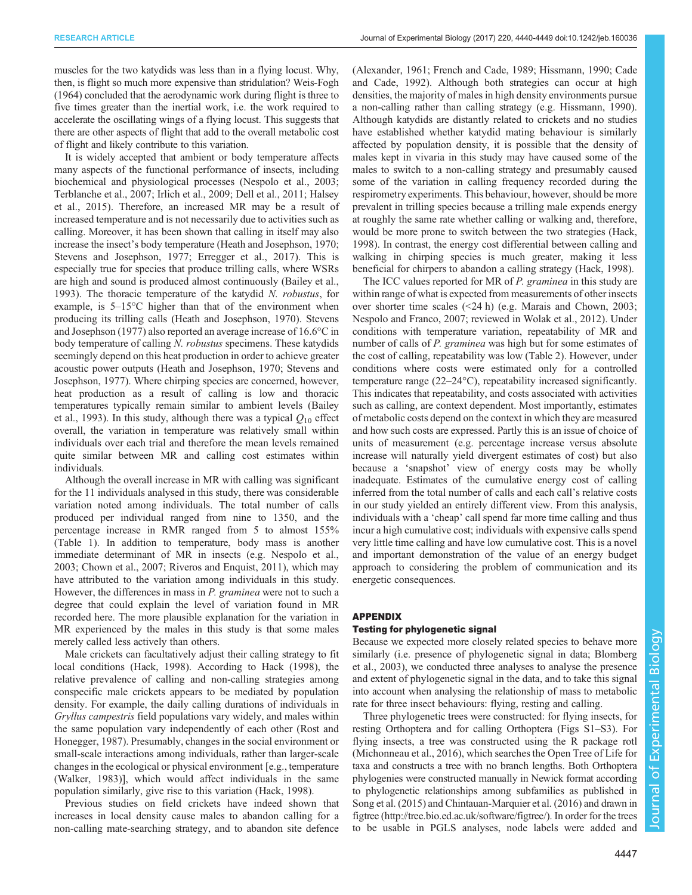muscles for the two katydids was less than in a flying locust. Why, then, is flight so much more expensive than stridulation? Weis-Fogh (1964) concluded that the aerodynamic work during flight is three to five times greater than the inertial work, i.e. the work required to accelerate the oscillating wings of a flying locust. This suggests that there are other aspects of flight that add to the overall metabolic cost of flight and likely contribute to this variation.

It is widely accepted that ambient or body temperature affects many aspects of the functional performance of insects, including biochemical and physiological processes (Nespolo et al., 2003; Terblanche et al., 2007; Irlich et al., 2009; Dell et al., 2011; Halsey et al., 2015). Therefore, an increased MR may be a result of increased temperature and is not necessarily due to activities such as calling. Moreover, it has been shown that calling in itself may also increase the insect's body temperature (Heath and Josephson, 1970; Stevens and Josephson, 1977; Erregger et al., 2017). This is especially true for species that produce trilling calls, where WSRs are high and sound is produced almost continuously (Bailey et al., 1993). The thoracic temperature of the katydid *N. robustus*, for example, is 5–15°C higher than that of the environment when producing its trilling calls (Heath and Josephson, 1970). Stevens and Josephson (1977) also reported an average increase of 16.6°C in body temperature of calling *N. robustus* specimens. These katydids seemingly depend on this heat production in order to achieve greater acoustic power outputs (Heath and Josephson, 1970; Stevens and Josephson, 1977). Where chirping species are concerned, however, heat production as a result of calling is low and thoracic temperatures typically remain similar to ambient levels (Bailey et al., 1993). In this study, although there was a typical $Q_{10}$ effect overall, the variation in temperature was relatively small within individuals over each trial and therefore the mean levels remained quite similar between MR and calling cost estimates within individuals.

Although the overall increase in MR with calling was significant for the 11 individuals analysed in this study, there was considerable variation noted among individuals. The total number of calls produced per individual ranged from nine to 1350, and the percentage increase in RMR ranged from 5 to almost 155% (Table 1). In addition to temperature, body mass is another immediate determinant of MR in insects (e.g. Nespolo et al., 2003; Chown et al., 2007; Riveros and Enquist, 2011), which may have attributed to the variation among individuals in this study. However, the differences in mass in *P. graminea* were not to such a degree that could explain the level of variation found in MR recorded here. The more plausible explanation for the variation in MR experienced by the males in this study is that some males merely called less actively than others.

Male crickets can facultatively adjust their calling strategy to fit local conditions (Hack, 1998). According to Hack (1998), the relative prevalence of calling and non-calling strategies among conspecific male crickets appears to be mediated by population density. For example, the daily calling durations of individuals in *Gryllus campestris* field populations vary widely, and males within the same population vary independently of each other (Rost and Honegger, 1987). Presumably, changes in the social environment or small-scale interactions among individuals, rather than larger-scale changes in the ecological or physical environment [e.g., temperature (Walker, 1983)], which would affect individuals in the same population similarly, give rise to this variation (Hack, 1998).

Previous studies on field crickets have indeed shown that increases in local density cause males to abandon calling for a non-calling mate-searching strategy, and to abandon site defence (Alexander, 1961; French and Cade, 1989; Hissmann, 1990; Cade and Cade, 1992). Although both strategies can occur at high densities, the majority of males in high density environments pursue a non-calling rather than calling strategy (e.g. Hissmann, 1990). Although katydids are distantly related to crickets and no studies have established whether katydid mating behaviour is similarly affected by population density, it is possible that the density of males kept in vivaria in this study may have caused some of the males to switch to a non-calling strategy and presumably caused some of the variation in calling frequency recorded during the respirometry experiments. This behaviour, however, should be more prevalent in trilling species because a trilling male expends energy at roughly the same rate whether calling or walking and, therefore, would be more prone to switch between the two strategies (Hack, 1998). In contrast, the energy cost differential between calling and walking in chirping species is much greater, making it less beneficial for chirpers to abandon a calling strategy (Hack, 1998).

The ICC values reported for MR of *P. graminea* in this study are within range of what is expected from measurements of other insects over shorter time scales (<24 h) (e.g. Marais and Chown, 2003; Nespolo and Franco, 2007; reviewed in Wolak et al., 2012). Under conditions with temperature variation, repeatability of MR and number of calls of *P. graminea* was high but for some estimates of the cost of calling, repeatability was low (Table 2). However, under conditions where costs were estimated only for a controlled temperature range (22–24°C), repeatability increased significantly. This indicates that repeatability, and costs associated with activities such as calling, are context dependent. Most importantly, estimates of metabolic costs depend on the context in which they are measured and how such costs are expressed. Partly this is an issue of choice of units of measurement (e.g. percentage increase versus absolute increase will naturally yield divergent estimates of cost) but also because a 'snapshot' view of energy costs may be wholly inadequate. Estimates of the cumulative energy cost of calling inferred from the total number of calls and each call's relative costs in our study yielded an entirely different view. From this analysis, individuals with a 'cheap' call spend far more time calling and thus incur a high cumulative cost; individuals with expensive calls spend very little time calling and have low cumulative cost. This is a novel and important demonstration of the value of an energy budget approach to considering the problem of communication and its energetic consequences.

## APPENDIX

### Testing for phylogenetic signal

Because we expected more closely related species to behave more similarly (i.e. presence of phylogenetic signal in data; Blomberg et al., 2003), we conducted three analyses to analyse the presence and extent of phylogenetic signal in the data, and to take this signal into account when analysing the relationship of mass to metabolic rate for three insect behaviours: flying, resting and calling.

Three phylogenetic trees were constructed: for flying insects, for resting Orthoptera and for calling Orthoptera (Figs S1–S3). For flying insects, a tree was constructed using the R package rotl (Michonneau et al., 2016), which searches the Open Tree of Life for taxa and constructs a tree with no branch lengths. Both Orthoptera phylogenies were constructed manually in Newick format according to phylogenetic relationships among subfamilies as published in Song et al. (2015) and Chintauan-Marquier et al. (2016) and drawn in figtree (http://tree.bio.ed.ac.uk/software/figtree/). In order for the trees to be usable in PGLS analyses, node labels were added and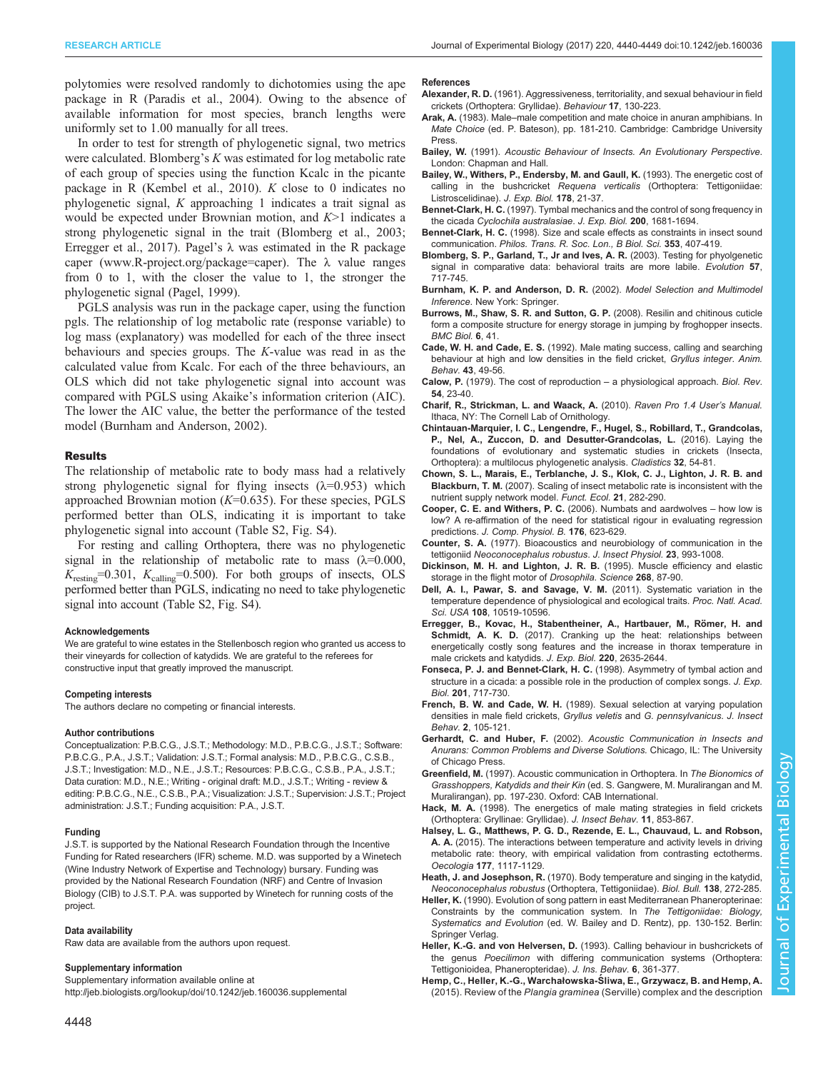polytomies were resolved randomly to dichotomies using the ape package in R (Paradis et al., 2004). Owing to the absence of available information for most species, branch lengths were uniformly set to 1.00 manually for all trees.

In order to test for strength of phylogenetic signal, two metrics were calculated. Blomberg's $K$ was estimated for log metabolic rate of each group of species using the function Kcalc in the picante package in R (Kembel et al., 2010). $K$ close to 0 indicates no phylogenetic signal, $K$ approaching 1 indicates a trait signal as would be expected under Brownian motion, and $K$>1 indicates a strong phylogenetic signal in the trait (Blomberg et al., 2003; Erregger et al., 2017). Pagel's λ was estimated in the R package caper (www.R-project.org/package=caper). The λ value ranges from 0 to 1, with the closer the value to 1, the stronger the phylogenetic signal (Pagel, 1999).

PGLS analysis was run in the package caper, using the function pgls. The relationship of log metabolic rate (response variable) to log mass (explanatory) was modelled for each of the three insect behaviours and species groups. The $K$-value was read in as the calculated value from Kcalc. For each of the three behaviours, an OLS which did not take phylogenetic signal into account was compared with PGLS using Akaike's information criterion (AIC). The lower the AIC value, the better the performance of the tested model (Burnham and Anderson, 2002).

## Results

The relationship of metabolic rate to body mass had a relatively strong phylogenetic signal for flying insects (λ=0.953) which approached Brownian motion ($K$=0.635). For these species, PGLS performed better than OLS, indicating it is important to take phylogenetic signal into account (Table S2, Fig. S4).

For resting and calling Orthoptera, there was no phylogenetic signal in the relationship of metabolic rate to mass (λ=0.000, $K_{resting}$=0.301, $K_{calling}$=0.500). For both groups of insects, OLS performed better than PGLS, indicating no need to take phylogenetic signal into account (Table S2, Fig. S4).

#### Acknowledgements

We are grateful to wine estates in the Stellenbosch region who granted us access to their vineyards for collection of katydids. We are grateful to the referees for constructive input that greatly improved the manuscript.

#### Competing interests

The authors declare no competing or financial interests.

#### Author contributions

Conceptualization: P.B.C.G., J.S.T.; Methodology: M.D., P.B.C.G., J.S.T.; Software: P.B.C.G., P.A., J.S.T.; Validation: J.S.T.; Formal analysis: M.D., P.B.C.G., C.S.B., J.S.T.; Investigation: M.D., N.E., J.S.T.; Resources: P.B.C.G., C.S.B., P.A., J.S.T.; Data curation: M.D., N.E.; Writing - original draft: M.D., J.S.T.; Writing - review & editing: P.B.C.G., N.E., C.S.B., P.A.; Visualization: J.S.T.; Supervision: J.S.T.; Project administration: J.S.T.; Funding acquisition: P.A., J.S.T.

#### Funding

J.S.T. is supported by the National Research Foundation through the Incentive Funding for Rated researchers (IFR) scheme. M.D. was supported by a Winetech (Wine Industry Network of Expertise and Technology) bursary. Funding was provided by the National Research Foundation (NRF) and Centre of Invasion Biology (CIB) to J.S.T. P.A. was supported by Winetech for running costs of the project.

#### Data availability

Raw data are available from the authors upon request.

#### Supplementary information

Supplementary information available online at
http://jeb.biologists.org/lookup/doi/10.1242/jeb.160036.supplemental

#### References

**Alexander, R. D.** (1961). Aggressiveness, territoriality, and sexual behaviour in field crickets (Orthoptera: Gryllidae). *Behaviour* **17**, 130-223.

**Arak, A.** (1983). Male–male competition and mate choice in anuran amphibians. In *Mate Choice* (ed. P. Bateson), pp. 181-210. Cambridge: Cambridge University Press.

**Bailey, W.** (1991). *Acoustic Behaviour of Insects. An Evolutionary Perspective*. London: Chapman and Hall.

**Bailey, W., Withers, P., Endersby, M. and Gaull, K.** (1993). The energetic cost of calling in the bushcricket *Requena verticalis* (Orthoptera: Tettigoniidae: Listroscelidinae). *J. Exp. Biol.* **178**, 21-37.

**Bennet-Clark, H. C.** (1997). Tymbal mechanics and the control of song frequency in the cicada *Cyclochila australasiae*. *J. Exp. Biol.* **200**, 1681-1694.

**Bennet-Clark, H. C.** (1998). Size and scale effects as constraints in insect sound communication. *Philos. Trans. R. Soc. Lon., B Biol. Sci.* **353**, 407-419.

**Blomberg, S. P., Garland, T., Jr and Ives, A. R.** (2003). Testing for phylogenetic signal in comparative data: behavioral traits are more labile. *Evolution* **57**, 717-745.

**Burnham, K. P. and Anderson, D. R.** (2002). *Model Selection and Multimodel Inference*. New York: Springer.

**Burrows, M., Shaw, S. R. and Sutton, G. P.** (2008). Resilin and chitinous cuticle form a composite structure for energy storage in jumping by froghopper insects. *BMC Biol.* **6**, 41.

**Cade, W. H. and Cade, E. S.** (1992). Male mating success, calling and searching behaviour at high and low densities in the field cricket, *Gryllus integer*. *Anim. Behav.* **43**, 49-56.

**Calow, P.** (1979). The cost of reproduction – a physiological approach. *Biol. Rev.* **54**, 23-40.

**Charif, R., Strickman, L. and Waack, A.** (2010). *Raven Pro 1.4 User's Manual*. Ithaca, NY: The Cornell Lab of Ornithology.

**Chintauan-Marquier, I. C., Lengendre, F., Hugel, S., Robillard, T., Grandcolas, P., Nel, A., Zuccon, D. and Desutter-Grandcolas, L.** (2016). Laying the foundations of evolutionary and systematic studies in crickets (Insecta, Orthoptera): a multilocus phylogenetic analysis. *Cladistics* **32**, 54-81.

**Chown, S. L., Marais, E., Terblanche, J. S., Klok, C. J., Lighton, J. R. B. and Blackburn, T. M.** (2007). Scaling of insect metabolic rate is inconsistent with the nutrient supply network model. *Funct. Ecol.* **21**, 282-290.

**Cooper, C. E. and Withers, P. C.** (2006). Numbats and aardwolves – how low is low? A re-affirmation of the need for statistical rigour in evaluating regression predictions. *J. Comp. Physiol. B.* **176**, 623-629.

**Counter, S. A.** (1977). Bioacoustics and neurobiology of communication in the tettigoniid *Neoconocephalus robustus*. *J. Insect Physiol.* **23**, 993-1008.

**Dickinson, M. H. and Lighton, J. R. B.** (1995). Muscle efficiency and elastic storage in the flight motor of *Drosophila*. *Science* **268**, 87-90.

**Dell, A. I., Pawar, S. and Savage, V. M.** (2011). Systematic variation in the temperature dependence of physiological and ecological traits. *Proc. Natl. Acad. Sci. USA* **108**, 10519-10596.

**Erregger, B., Kovac, H., Stabentheiner, A., Hartbauer, M., Römer, H. and Schmidt, A. K. D.** (2017). Cranking up the heat: relationships between energetically costly song features and the increase in thorax temperature in male crickets and katydids. *J. Exp. Biol.* **220**, 2635-2644.

**Fonseca, P. J. and Bennet-Clark, H. C.** (1998). Asymmetry of tymbal action and structure in a cicada: a possible role in the production of complex songs. *J. Exp. Biol.* **201**, 717-730.

**French, B. W. and Cade, W. H.** (1989). Sexual selection at varying population densities in male field crickets, *Gryllus veletis* and *G. pennsylvanicus*. *J. Insect Behav.* **2**, 105-121.

**Gerhardt, C. and Huber, F.** (2002). *Acoustic Communication in Insects and Anurans: Common Problems and Diverse Solutions*. Chicago, IL: The University of Chicago Press.

**Greenfield, M.** (1997). Acoustic communication in Orthoptera. In *The Bionomics of Grasshoppers, Katydids and their Kin* (ed. S. Gangwere, M. Muralirangan and M. Muralirangan), pp. 197-230. Oxford: CAB International.

**Hack, M. A.** (1998). The energetics of male mating strategies in field crickets (Orthoptera: Gryllinae: Gryllidae). *J. Insect Behav.* **11**, 853-867.

**Halsey, L. G., Matthews, P. G. D., Rezende, E. L., Chauvaud, L. and Robson, A. A.** (2015). The interactions between temperature and activity levels in driving metabolic rate: theory, with empirical validation from contrasting ectotherms. *Oecologia* **177**, 1117-1129.

**Heath, J. and Josephson, R.** (1970). Body temperature and singing in the katydid, *Neoconocephalus robustus* (Orthoptera, Tettigoniidae). *Biol. Bull.* **138**, 272-285.

**Heller, K.** (1990). Evolution of song pattern in east Mediterranean Phaneropterinae: Constraints by the communication system. In *The Tettigoniidae: Biology, Systematics and Evolution* (ed. W. Bailey and D. Rentz), pp. 130-152. Berlin: Springer Verlag.

**Heller, K.-G. and von Helversen, D.** (1993). Calling behaviour in bushcrickets of the genus *Poecilimon* with differing communication systems (Orthoptera: Tettigonioidea, Phaneropteridae). *J. Ins. Behav.* **6**, 361-377.

**Hemp, C., Heller, K.-G., Warchałowska-Śliwa, E., Grzywacz, B. and Hemp, A.** (2015). Review of the *Plangia graminea* (Serville) complex and the description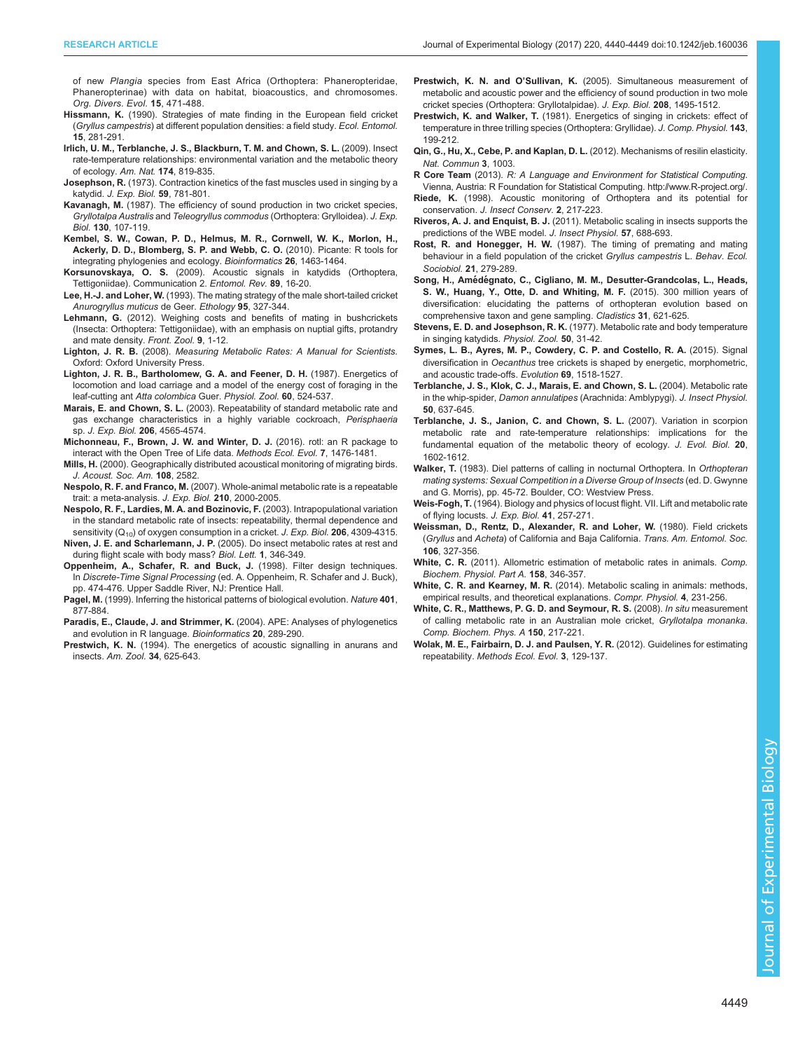of new *Plangia* species from East Africa (Orthoptera: Phaneropteridae, Phaneropterinae) with data on habitat, bioacoustics, and chromosomes. *Org. Divers. Evol.* **15**, 471-488.

**Hissmann, K.** (1990). Strategies of mate finding in the European field cricket (*Gryllus campestris*) at different population densities: a field study. *Ecol. Entomol.* **15**, 281-291.

**Irlich, U. M., Terblanche, J. S., Blackburn, T. M. and Chown, S. L.** (2009). Insect rate-temperature relationships: environmental variation and the metabolic theory of ecology. *Am. Nat.* **174**, 819-835.

**Josephson, R.** (1973). Contraction kinetics of the fast muscles used in singing by a katydid. *J. Exp. Biol.* **59**, 781-801.

**Kavanagh, M.** (1987). The efficiency of sound production in two cricket species, *Gryllotalpa Australis* and *Teleogryllus commodus* (Orthoptera: Grylloidea). *J. Exp. Biol.* **130**, 107-119.

**Kembel, S. W., Cowan, P. D., Helmus, M. R., Cornwell, W. K., Morlon, H., Ackerly, D. D., Blomberg, S. P. and Webb, C. O.** (2010). Picante: R tools for integrating phylogenies and ecology. *Bioinformatics* **26**, 1463-1464.

**Korsunovskaya, O. S.** (2009). Acoustic signals in katydids (Orthoptera, Tettigoniidae). Communication 2. *Entomol. Rev.* **89**, 16-20.

**Lee, H.-J. and Loher, W.** (1993). The mating strategy of the male short-tailed cricket *Anurogryllus muticus* de Geer. *Ethology* **95**, 327-344.

**Lehmann, G.** (2012). Weighing costs and benefits of mating in bushcrickets (Insecta: Orthoptera: Tettigoniidae), with an emphasis on nuptial gifts, protandry and mate density. *Front. Zool.* **9**, 1-12.

**Lighton, J. R. B.** (2008). *Measuring Metabolic Rates: A Manual for Scientists.* Oxford: Oxford University Press.

**Lighton, J. R. B., Bartholomew, G. A. and Feener, D. H.** (1987). Energetics of locomotion and load carriage and a model of the energy cost of foraging in the leaf-cutting ant *Atta colombica* Guer. *Physiol. Zool.* **60**, 524-537.

**Marais, E. and Chown, S. L.** (2003). Repeatability of standard metabolic rate and gas exchange characteristics in a highly variable cockroach, *Perisphaeria* sp. *J. Exp. Biol.* **206**, 4565-4574.

**Michonneau, F., Brown, J. W. and Winter, D. J.** (2016). rotl: an R package to interact with the Open Tree of Life data. *Methods Ecol. Evol.* **7**, 1476-1481.

**Mills, H.** (2000). Geographically distributed acoustical monitoring of migrating birds. *J. Acoust. Soc. Am.* **108**, 2582.

**Nespolo, R. F. and Franco, M.** (2007). Whole-animal metabolic rate is a repeatable trait: a meta-analysis. *J. Exp. Biol.* **210**, 2000-2005.

**Nespolo, R. F., Lardies, M. A. and Bozinovic, F.** (2003). Intrapopulational variation in the standard metabolic rate of insects: repeatability, thermal dependence and sensitivity ($Q_{10}$) of oxygen consumption in a cricket. *J. Exp. Biol.* **206**, 4309-4315.

**Niven, J. E. and Scharlemann, J. P.** (2005). Do insect metabolic rates at rest and during flight scale with body mass? *Biol. Lett.* **1**, 346-349.

**Oppenheim, A., Schafer, R. and Buck, J.** (1998). Filter design techniques. In *Discrete-Time Signal Processing* (ed. A. Oppenheim, R. Schafer and J. Buck), pp. 474-476. Upper Saddle River, NJ: Prentice Hall.

**Pagel, M.** (1999). Inferring the historical patterns of biological evolution. *Nature* **401**, 877-884.

**Paradis, E., Claude, J. and Strimmer, K.** (2004). APE: Analyses of phylogenetics and evolution in R language. *Bioinformatics* **20**, 289-290.

**Prestwich, K. N.** (1994). The energetics of acoustic signalling in anurans and insects. *Am. Zool.* **34**, 625-643.

**Prestwich, K. N. and O'Sullivan, K.** (2005). Simultaneous measurement of metabolic and acoustic power and the efficiency of sound production in two mole cricket species (Orthoptera: Gryllotalpidae). *J. Exp. Biol.* **208**, 1495-1512.

**Prestwich, K. N. and Walker, T.** (1981). Energetics of singing in crickets: effect of temperature in three trilling species (Orthoptera: Gryllidae). *J. Comp. Physiol.* **143**, 199-212.

**Qin, G., Hu, X., Cebe, P. and Kaplan, D. L.** (2012). Mechanisms of resilin elasticity. *Nat. Commun* **3**, 1003.

**R Core Team** (2013). *R: A Language and Environment for Statistical Computing.* Vienna, Austria: R Foundation for Statistical Computing. http://www.R-project.org/.

**Riede, K.** (1998). Acoustic monitoring of Orthoptera and its potential for conservation. *J. Insect Conserv.* **2**, 217-223.

**Riveros, A. J. and Enquist, B. J.** (2011). Metabolic scaling in insects supports the predictions of the WBE model. *J. Insect Physiol.* **57**, 688-693.

**Rost, R. and Honegger, H. W.** (1987). The timing of premating and mating behaviour in a field population of the cricket *Gryllus campestris* L. *Behav. Ecol. Sociobiol.* **21**, 279-289.

**Song, H., Amédégnato, C., Cigliano, M. M., Desutter-Grandcolas, L., Heads, S. W., Huang, Y., Otte, D. and Whiting, M. F.** (2015). 300 million years of diversification: elucidating the patterns of orthopteran evolution based on comprehensive taxon and gene sampling. *Cladistics* **31**, 621-625.

**Stevens, E. D. and Josephson, R. K.** (1977). Metabolic rate and body temperature in singing katydids. *Physiol. Zool.* **50**, 31-42.

**Symes, L. B., Ayres, M. P., Cowdery, C. P. and Costello, R. A.** (2015). Signal diversification in *Oecanthus* tree crickets is shaped by energetic, morphometric, and acoustic trade-offs. *Evolution* **69**, 1518-1527.

**Terblanche, J. S., Klok, C. J., Marais, E. and Chown, S. L.** (2004). Metabolic rate in the whip-spider, *Damon annulatipes* (Arachnida: Amblypygi). *J. Insect Physiol.* **50**, 637-645.

**Terblanche, J. S., Janion, C. and Chown, S. L.** (2007). Variation in scorpion metabolic rate and rate-temperature relationships: implications for the fundamental equation of the metabolic theory of ecology. *J. Evol. Biol.* **20**, 1602-1612.

**Walker, T.** (1983). Diel patterns of calling in nocturnal Orthoptera. In *Orthopteran mating systems: Sexual Competition in a Diverse Group of Insects* (ed. D. Gwynne and G. Morris), pp. 45-72. Boulder, CO: Westview Press.

**Weis-Fogh, T.** (1964). Biology and physics of locust flight. VII. Lift and metabolic rate of flying locusts. *J. Exp. Biol.* **41**, 257-271.

**Weissman, D., Rentz, D., Alexander, R. and Loher, W.** (1980). Field crickets (*Gryllus* and *Acheta*) of California and Baja California. *Trans. Am. Entomol. Soc.* **106**, 327-356.

**White, C. R.** (2011). Allometric estimation of metabolic rates in animals. *Comp. Biochem. Physiol. Part A.* **158**, 346-357.

**White, C. R. and Kearney, M. R.** (2014). Metabolic scaling in animals: methods, empirical results, and theoretical explanations. *Compr. Physiol.* **4**, 231-256.

**White, C. R., Matthews, P. G. D. and Seymour, R. S.** (2008). *In situ* measurement of calling metabolic rate in an Australian mole cricket, *Gryllotalpa monanka*. *Comp. Biochem. Phys. A* **150**, 217-221.

**Wolak, M. E., Fairbairn, D. J. and Paulsen, Y. R.** (2012). Guidelines for estimating repeatability. *Methods Ecol. Evol.* **3**, 129-137.